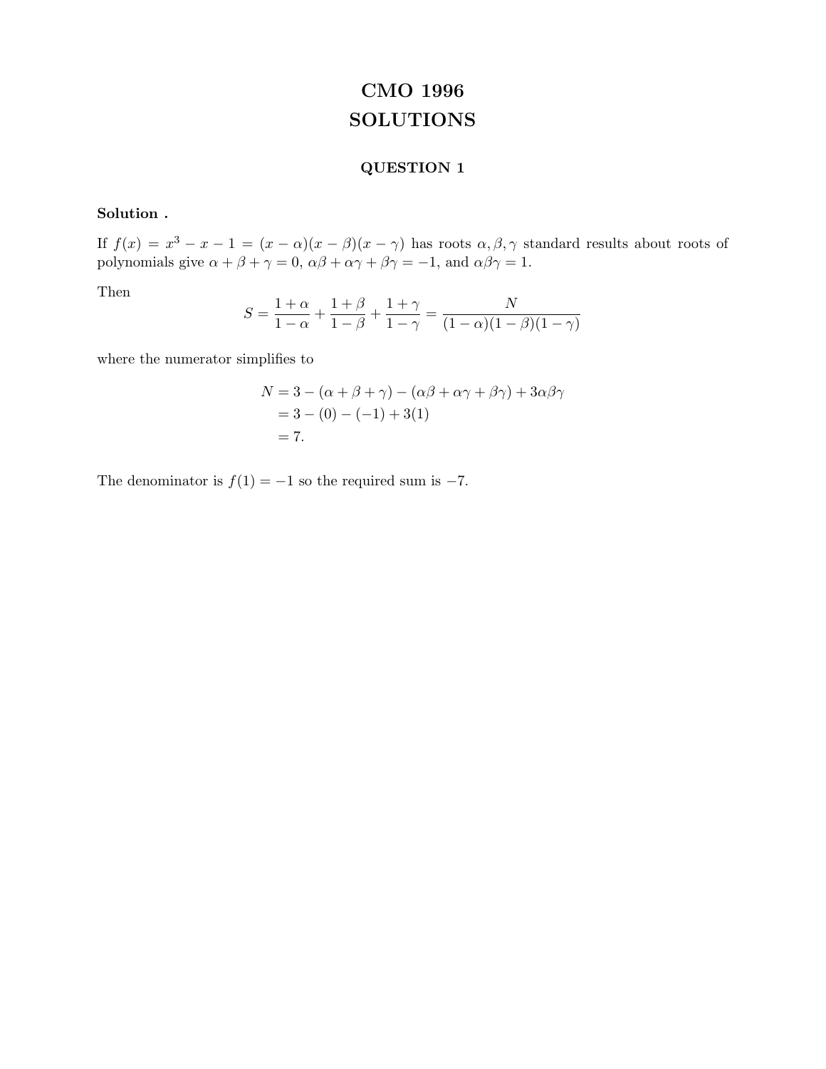# CMO 1996
# SOLUTIONS

### QUESTION 1

**Solution .**

If $f(x) = x^3 - x - 1 = (x - \alpha)(x - \beta)(x - \gamma)$ has roots $\alpha, \beta, \gamma$ standard results about roots of polynomials give $\alpha + \beta + \gamma = 0$, $\alpha\beta + \alpha\gamma + \beta\gamma = -1$, and $\alpha\beta\gamma = 1$.

Then

$$S = \frac{1+\alpha}{1-\alpha} + \frac{1+\beta}{1-\beta} + \frac{1+\gamma}{1-\gamma} = \frac{N}{(1-\alpha)(1-\beta)(1-\gamma)}$$

where the numerator simplifies to

$$\begin{aligned} N &= 3 - (\alpha + \beta + \gamma) - (\alpha\beta + \alpha\gamma + \beta\gamma) + 3\alpha\beta\gamma \\ &= 3 - (0) - (-1) + 3(1) \\ &= 7. \end{aligned}$$

The denominator is $f(1) = -1$ so the required sum is $-7$.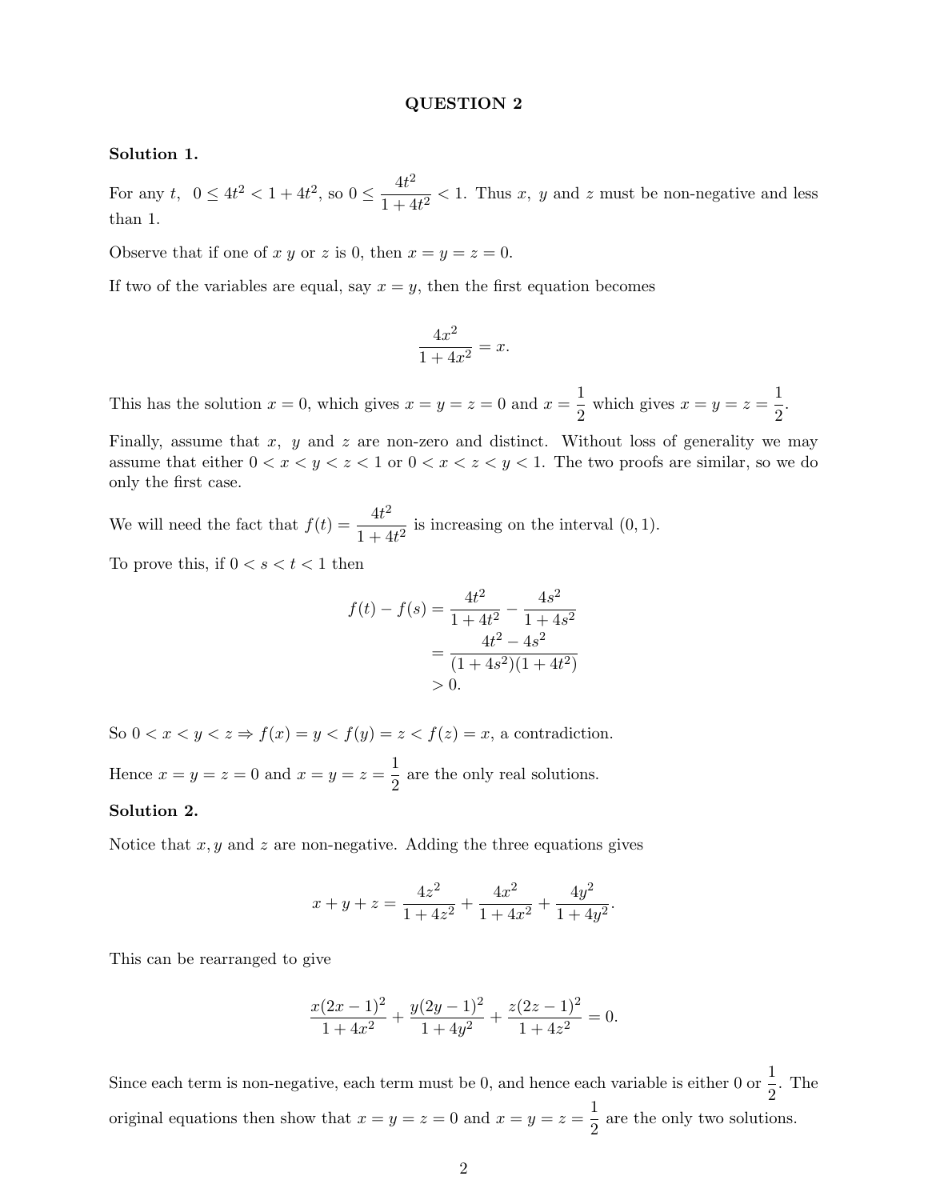# QUESTION 2

**Solution 1.**

For any $t$, $0 \le 4t^2 < 1 + 4t^2$, so $0 \le \dfrac{4t^2}{1+4t^2} < 1$. Thus $x$, $y$ and $z$ must be non-negative and less than 1.

Observe that if one of $x$ $y$ or $z$ is 0, then $x = y = z = 0$.

If two of the variables are equal, say $x = y$, then the first equation becomes

$$\frac{4x^2}{1+4x^2} = x.$$

This has the solution $x = 0$, which gives $x = y = z = 0$ and $x = \dfrac{1}{2}$ which gives $x = y = z = \dfrac{1}{2}$.

Finally, assume that $x$, $y$ and $z$ are non-zero and distinct. Without loss of generality we may assume that either $0 < x < y < z < 1$ or $0 < x < z < y < 1$. The two proofs are similar, so we do only the first case.

We will need the fact that $f(t) = \dfrac{4t^2}{1+4t^2}$ is increasing on the interval $(0, 1)$.

To prove this, if $0 < s < t < 1$ then

$$\begin{aligned}
f(t) - f(s) &= \frac{4t^2}{1+4t^2} - \frac{4s^2}{1+4s^2} \\
&= \frac{4t^2 - 4s^2}{(1+4s^2)(1+4t^2)} \\
&> 0.
\end{aligned}$$

So $0 < x < y < z \Rightarrow f(x) = y < f(y) = z < f(z) = x$, a contradiction.

Hence $x = y = z = 0$ and $x = y = z = \dfrac{1}{2}$ are the only real solutions.

**Solution 2.**

Notice that $x, y$ and $z$ are non-negative. Adding the three equations gives

$$x + y + z = \frac{4z^2}{1+4z^2} + \frac{4x^2}{1+4x^2} + \frac{4y^2}{1+4y^2}.$$

This can be rearranged to give

$$\frac{x(2x-1)^2}{1+4x^2} + \frac{y(2y-1)^2}{1+4y^2} + \frac{z(2z-1)^2}{1+4z^2} = 0.$$

Since each term is non-negative, each term must be 0, and hence each variable is either 0 or $\dfrac{1}{2}$. The original equations then show that $x = y = z = 0$ and $x = y = z = \dfrac{1}{2}$ are the only two solutions.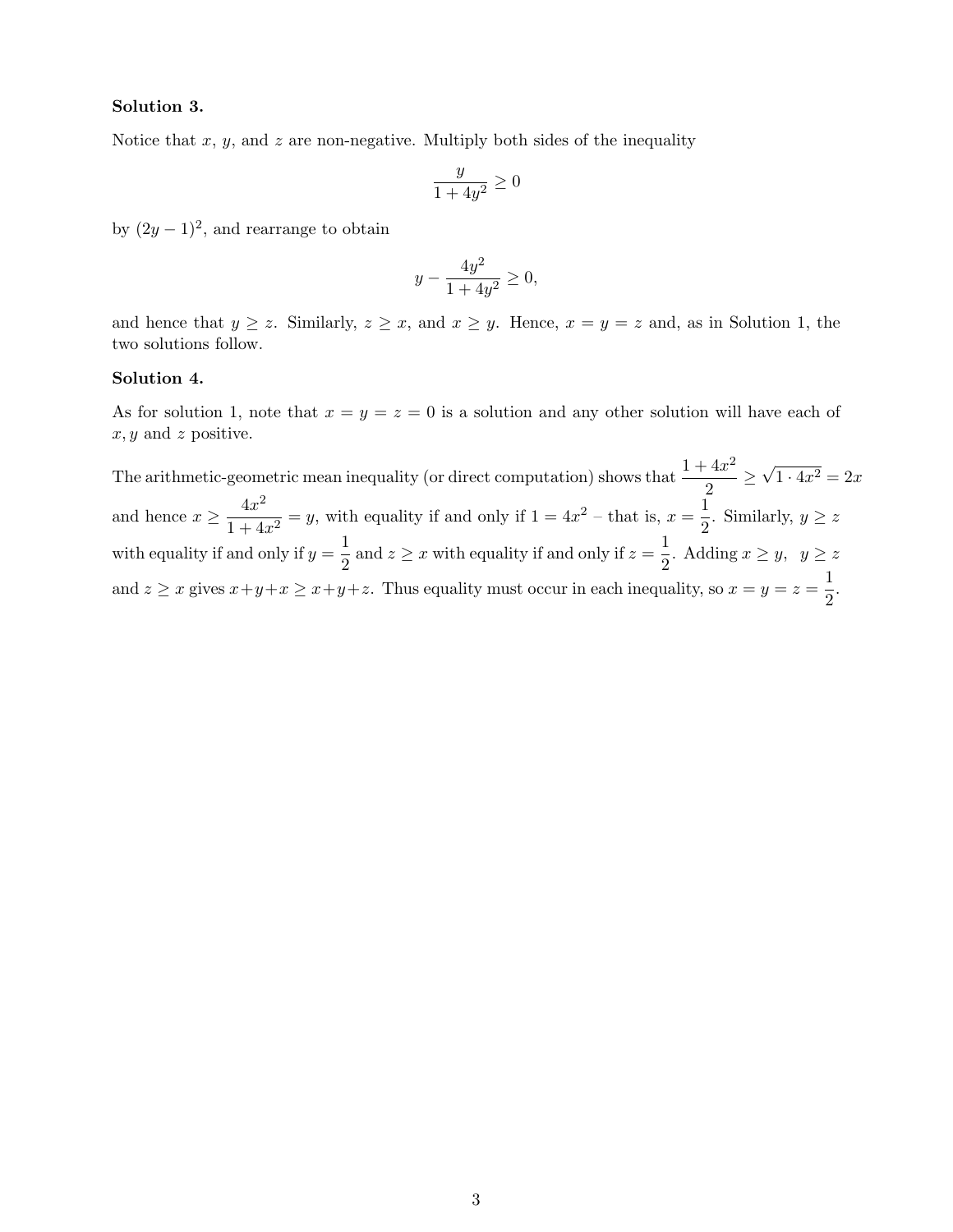**Solution 3.**

Notice that $x$, $y$, and $z$ are non-negative. Multiply both sides of the inequality

$$\frac{y}{1+4y^2} \geq 0$$

by $(2y-1)^2$, and rearrange to obtain

$$y - \frac{4y^2}{1+4y^2} \geq 0,$$

and hence that $y \geq z$. Similarly, $z \geq x$, and $x \geq y$. Hence, $x = y = z$ and, as in Solution 1, the two solutions follow.

**Solution 4.**

As for solution 1, note that $x = y = z = 0$ is a solution and any other solution will have each of $x, y$ and $z$ positive.

The arithmetic-geometric mean inequality (or direct computation) shows that $\dfrac{1+4x^2}{2} \geq \sqrt{1 \cdot 4x^2} = 2x$ and hence $x \geq \dfrac{4x^2}{1+4x^2} = y$, with equality if and only if $1 = 4x^2$ – that is, $x = \dfrac{1}{2}$. Similarly, $y \geq z$ with equality if and only if $y = \dfrac{1}{2}$ and $z \geq x$ with equality if and only if $z = \dfrac{1}{2}$. Adding $x \geq y$, $y \geq z$ and $z \geq x$ gives $x+y+x \geq x+y+z$. Thus equality must occur in each inequality, so $x = y = z = \dfrac{1}{2}$.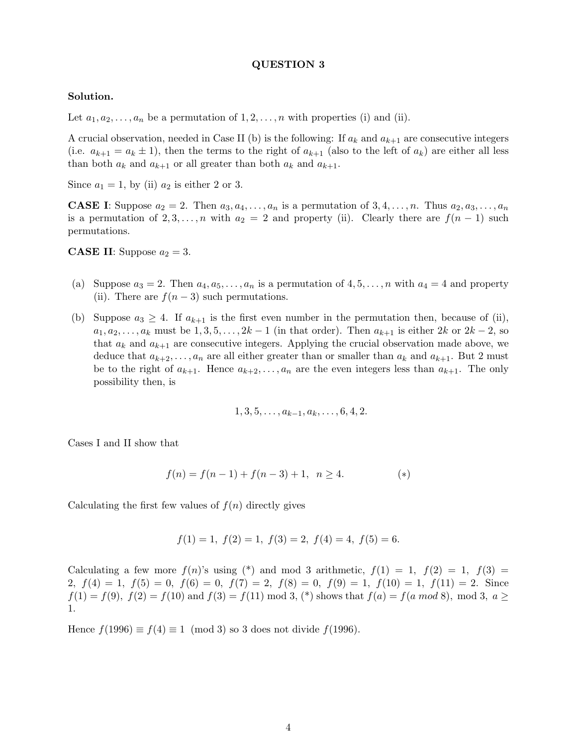## QUESTION 3

**Solution.**

Let $a_1, a_2, \ldots, a_n$ be a permutation of $1, 2, \ldots, n$ with properties (i) and (ii).

A crucial observation, needed in Case II (b) is the following: If $a_k$ and $a_{k+1}$ are consecutive integers (i.e. $a_{k+1} = a_k \pm 1$), then the terms to the right of $a_{k+1}$ (also to the left of $a_k$) are either all less than both $a_k$ and $a_{k+1}$ or all greater than both $a_k$ and $a_{k+1}$.

Since $a_1 = 1$, by (ii) $a_2$ is either 2 or 3.

**CASE I**: Suppose $a_2 = 2$. Then $a_3, a_4, \ldots, a_n$ is a permutation of $3, 4, \ldots, n$. Thus $a_2, a_3, \ldots, a_n$ is a permutation of $2, 3, \ldots, n$ with $a_2 = 2$ and property (ii). Clearly there are $f(n-1)$ such permutations.

**CASE II**: Suppose $a_2 = 3$.

(a) Suppose $a_3 = 2$. Then $a_4, a_5, \ldots, a_n$ is a permutation of $4, 5, \ldots, n$ with $a_4 = 4$ and property (ii). There are $f(n-3)$ such permutations.

(b) Suppose $a_3 \geq 4$. If $a_{k+1}$ is the first even number in the permutation then, because of (ii), $a_1, a_2, \ldots, a_k$ must be $1, 3, 5, \ldots, 2k-1$ (in that order). Then $a_{k+1}$ is either $2k$ or $2k-2$, so that $a_k$ and $a_{k+1}$ are consecutive integers. Applying the crucial observation made above, we deduce that $a_{k+2}, \ldots, a_n$ are all either greater than or smaller than $a_k$ and $a_{k+1}$. But 2 must be to the right of $a_{k+1}$. Hence $a_{k+2}, \ldots, a_n$ are the even integers less than $a_{k+1}$. The only possibility then, is

$$1, 3, 5, \ldots, a_{k-1}, a_k, \ldots, 6, 4, 2.$$

Cases I and II show that

$$f(n) = f(n-1) + f(n-3) + 1, \ \ n \geq 4. \qquad (*)$$

Calculating the first few values of $f(n)$ directly gives

$$f(1) = 1, \ f(2) = 1, \ f(3) = 2, \ f(4) = 4, \ f(5) = 6.$$

Calculating a few more $f(n)$'s using (*) and mod 3 arithmetic, $f(1) = 1$, $f(2) = 1$, $f(3) = 2$, $f(4) = 1$, $f(5) = 0$, $f(6) = 0$, $f(7) = 2$, $f(8) = 0$, $f(9) = 1$, $f(10) = 1$, $f(11) = 2$. Since $f(1) = f(9)$, $f(2) = f(10)$ and $f(3) = f(11)$ mod 3, (*) shows that $f(a) = f(a \ mod \ 8)$, mod 3, $a \geq 1$.

Hence $f(1996) \equiv f(4) \equiv 1 \pmod 3$ so 3 does not divide $f(1996)$.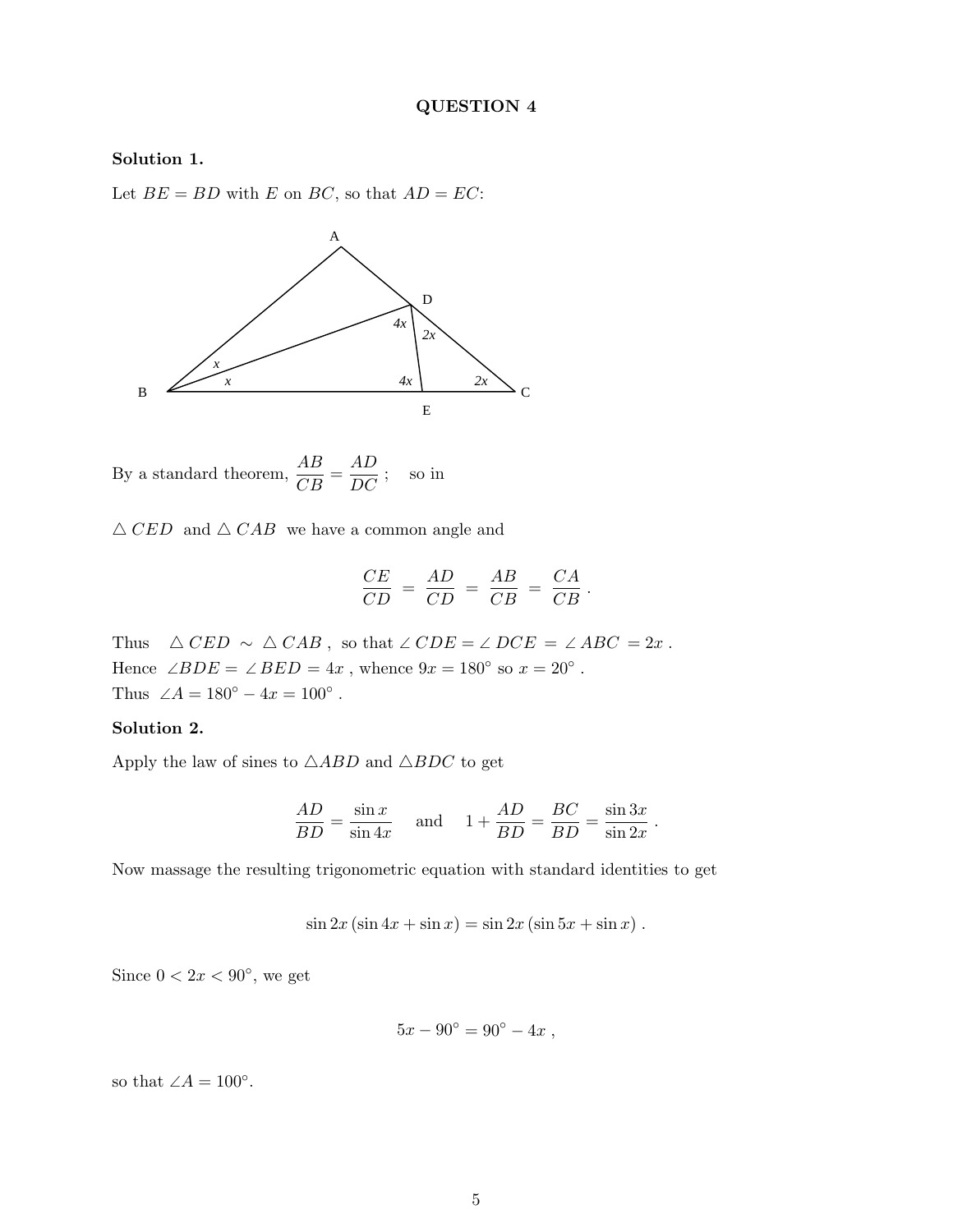**QUESTION 4**

**Solution 1.**

Let $BE = BD$ with $E$ on $BC$, so that $AD = EC$:

By a standard theorem, $\dfrac{AB}{CB} = \dfrac{AD}{DC}$ ; so in

$\triangle\, CED$ and $\triangle\, CAB$ we have a common angle and

$$\frac{CE}{CD} = \frac{AD}{CD} = \frac{AB}{CB} = \frac{CA}{CB}\,.$$

Thus $\triangle\, CED \sim \triangle\, CAB$ , so that $\angle\, CDE = \angle\, DCE = \angle\, ABC = 2x$ .
Hence $\angle BDE = \angle\, BED = 4x$ , whence $9x = 180^\circ$ so $x = 20^\circ$ .
Thus $\angle A = 180^\circ - 4x = 100^\circ$ .

**Solution 2.**

Apply the law of sines to $\triangle ABD$ and $\triangle BDC$ to get

$$\frac{AD}{BD} = \frac{\sin x}{\sin 4x} \quad \text{and} \quad 1 + \frac{AD}{BD} = \frac{BC}{BD} = \frac{\sin 3x}{\sin 2x}\,.$$

Now massage the resulting trigonometric equation with standard identities to get

$$\sin 2x\,(\sin 4x + \sin x) = \sin 2x\,(\sin 5x + \sin x)\,.$$

Since $0 < 2x < 90^\circ$, we get

$$5x - 90^\circ = 90^\circ - 4x\,,$$

so that $\angle A = 100^\circ$.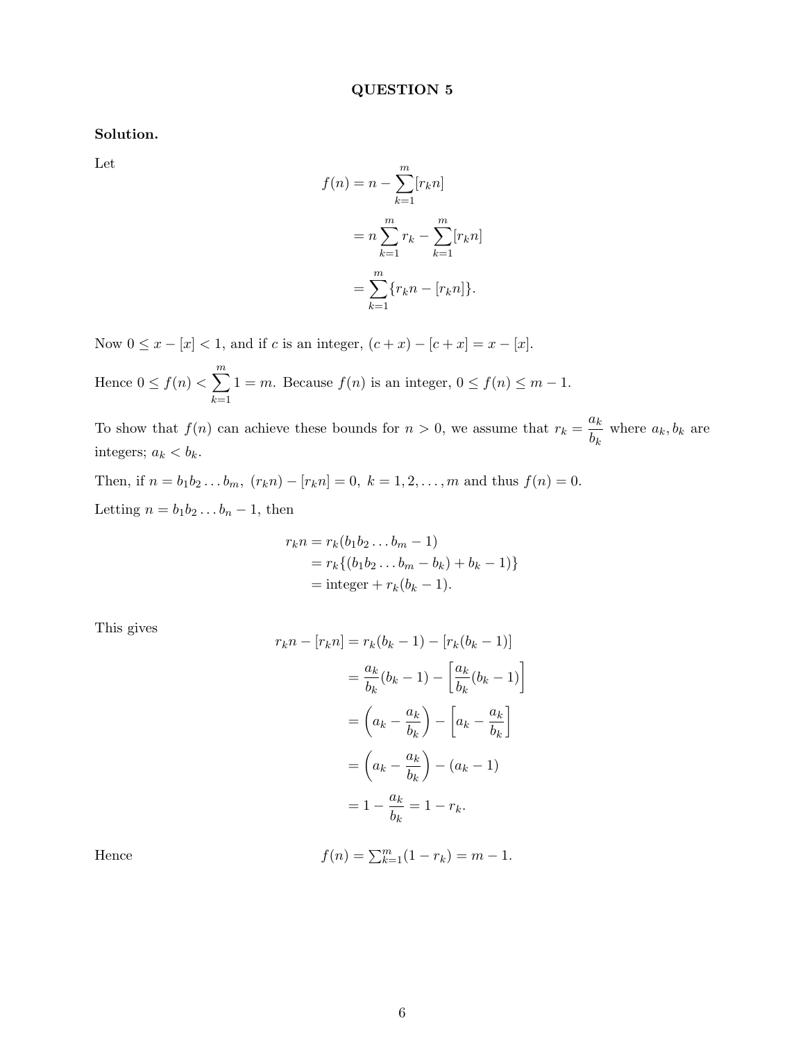**QUESTION 5**

**Solution.**

Let

$$
\begin{aligned}
f(n) &= n - \sum_{k=1}^{m} [r_k n] \\
&= n \sum_{k=1}^{m} r_k - \sum_{k=1}^{m} [r_k n] \\
&= \sum_{k=1}^{m} \{r_k n - [r_k n]\}.
\end{aligned}
$$

Now $0 \le x - [x] < 1$, and if $c$ is an integer, $(c+x) - [c+x] = x - [x]$.

Hence $0 \le f(n) < \sum_{k=1}^{m} 1 = m$. Because $f(n)$ is an integer, $0 \le f(n) \le m-1$.

To show that $f(n)$ can achieve these bounds for $n > 0$, we assume that $r_k = \dfrac{a_k}{b_k}$ where $a_k, b_k$ are integers; $a_k < b_k$.

Then, if $n = b_1 b_2 \dots b_m$, $(r_k n) - [r_k n] = 0$, $k = 1, 2, \dots, m$ and thus $f(n) = 0$.

Letting $n = b_1 b_2 \dots b_n - 1$, then

$$
\begin{aligned}
r_k n &= r_k (b_1 b_2 \dots b_m - 1) \\
&= r_k \{(b_1 b_2 \dots b_m - b_k) + b_k - 1)\} \\
&= \text{integer} + r_k (b_k - 1).
\end{aligned}
$$

This gives

$$
\begin{aligned}
r_k n - [r_k n] &= r_k (b_k - 1) - [r_k (b_k - 1)] \\
&= \frac{a_k}{b_k}(b_k - 1) - \left[\frac{a_k}{b_k}(b_k - 1)\right] \\
&= \left(a_k - \frac{a_k}{b_k}\right) - \left[a_k - \frac{a_k}{b_k}\right] \\
&= \left(a_k - \frac{a_k}{b_k}\right) - (a_k - 1) \\
&= 1 - \frac{a_k}{b_k} = 1 - r_k.
\end{aligned}
$$

Hence

$$
f(n) = \textstyle\sum_{k=1}^{m} (1 - r_k) = m - 1.
$$